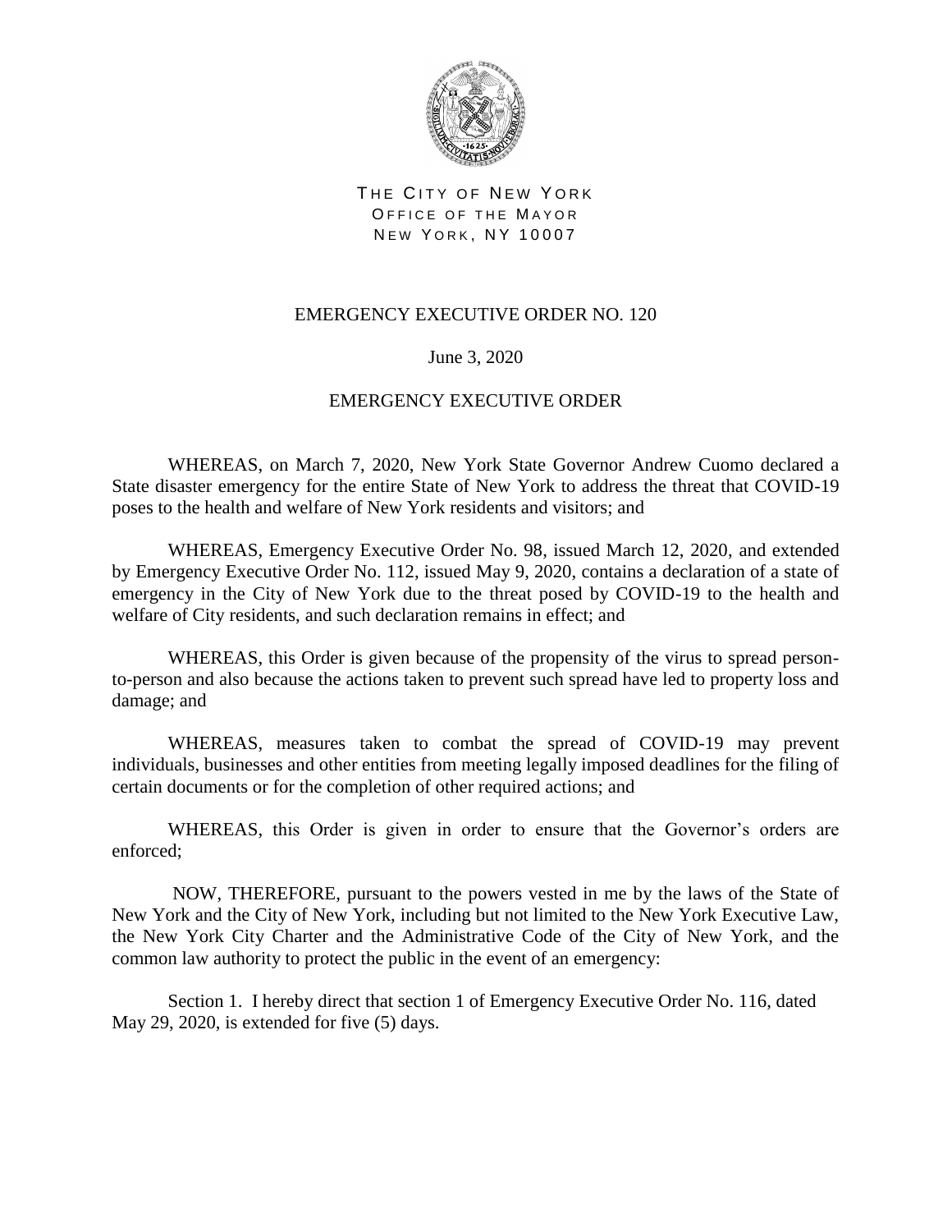THE CITY OF NEW YORK
OFFICE OF THE MAYOR
NEW YORK, NY 10007

# EMERGENCY EXECUTIVE ORDER NO. 120

June 3, 2020

## EMERGENCY EXECUTIVE ORDER

WHEREAS, on March 7, 2020, New York State Governor Andrew Cuomo declared a State disaster emergency for the entire State of New York to address the threat that COVID-19 poses to the health and welfare of New York residents and visitors; and

WHEREAS, Emergency Executive Order No. 98, issued March 12, 2020, and extended by Emergency Executive Order No. 112, issued May 9, 2020, contains a declaration of a state of emergency in the City of New York due to the threat posed by COVID-19 to the health and welfare of City residents, and such declaration remains in effect; and

WHEREAS, this Order is given because of the propensity of the virus to spread person-to-person and also because the actions taken to prevent such spread have led to property loss and damage; and

WHEREAS, measures taken to combat the spread of COVID-19 may prevent individuals, businesses and other entities from meeting legally imposed deadlines for the filing of certain documents or for the completion of other required actions; and

WHEREAS, this Order is given in order to ensure that the Governor's orders are enforced;

NOW, THEREFORE, pursuant to the powers vested in me by the laws of the State of New York and the City of New York, including but not limited to the New York Executive Law, the New York City Charter and the Administrative Code of the City of New York, and the common law authority to protect the public in the event of an emergency:

Section 1. I hereby direct that section 1 of Emergency Executive Order No. 116, dated May 29, 2020, is extended for five (5) days.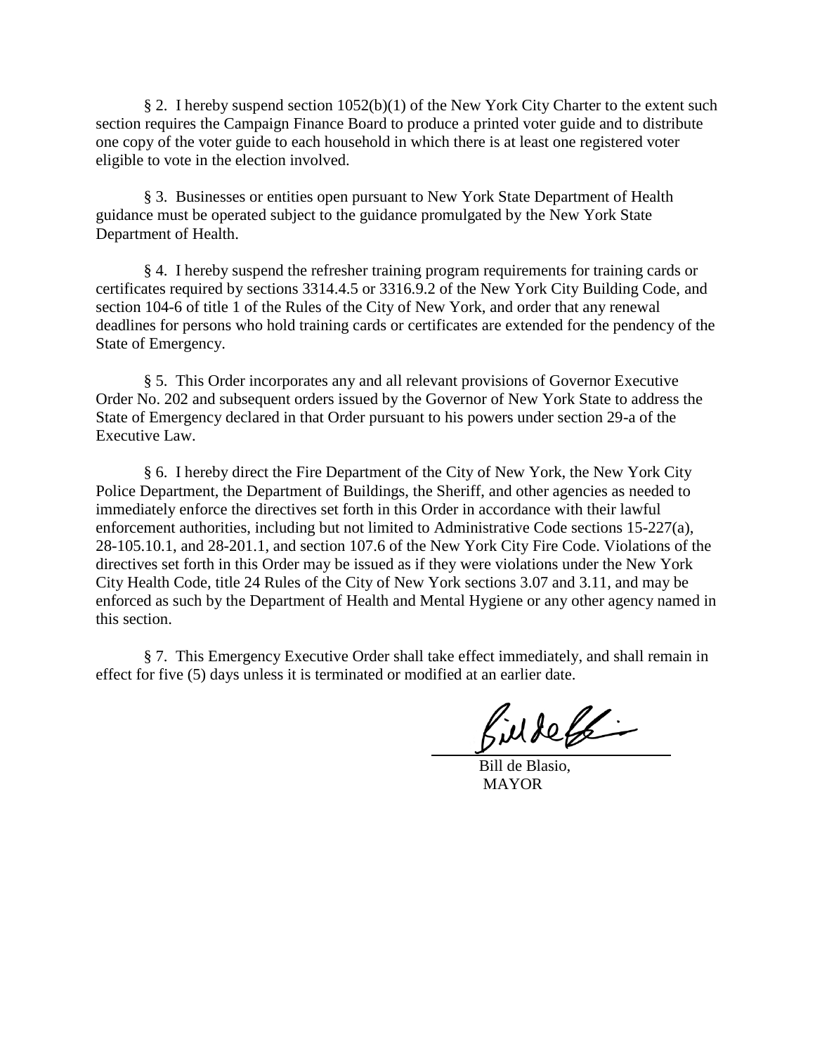§ 2. I hereby suspend section 1052(b)(1) of the New York City Charter to the extent such section requires the Campaign Finance Board to produce a printed voter guide and to distribute one copy of the voter guide to each household in which there is at least one registered voter eligible to vote in the election involved.

§ 3. Businesses or entities open pursuant to New York State Department of Health guidance must be operated subject to the guidance promulgated by the New York State Department of Health.

§ 4. I hereby suspend the refresher training program requirements for training cards or certificates required by sections 3314.4.5 or 3316.9.2 of the New York City Building Code, and section 104-6 of title 1 of the Rules of the City of New York, and order that any renewal deadlines for persons who hold training cards or certificates are extended for the pendency of the State of Emergency.

§ 5. This Order incorporates any and all relevant provisions of Governor Executive Order No. 202 and subsequent orders issued by the Governor of New York State to address the State of Emergency declared in that Order pursuant to his powers under section 29-a of the Executive Law.

§ 6. I hereby direct the Fire Department of the City of New York, the New York City Police Department, the Department of Buildings, the Sheriff, and other agencies as needed to immediately enforce the directives set forth in this Order in accordance with their lawful enforcement authorities, including but not limited to Administrative Code sections 15-227(a), 28-105.10.1, and 28-201.1, and section 107.6 of the New York City Fire Code. Violations of the directives set forth in this Order may be issued as if they were violations under the New York City Health Code, title 24 Rules of the City of New York sections 3.07 and 3.11, and may be enforced as such by the Department of Health and Mental Hygiene or any other agency named in this section.

§ 7. This Emergency Executive Order shall take effect immediately, and shall remain in effect for five (5) days unless it is terminated or modified at an earlier date.

Bill de Blasio,
MAYOR